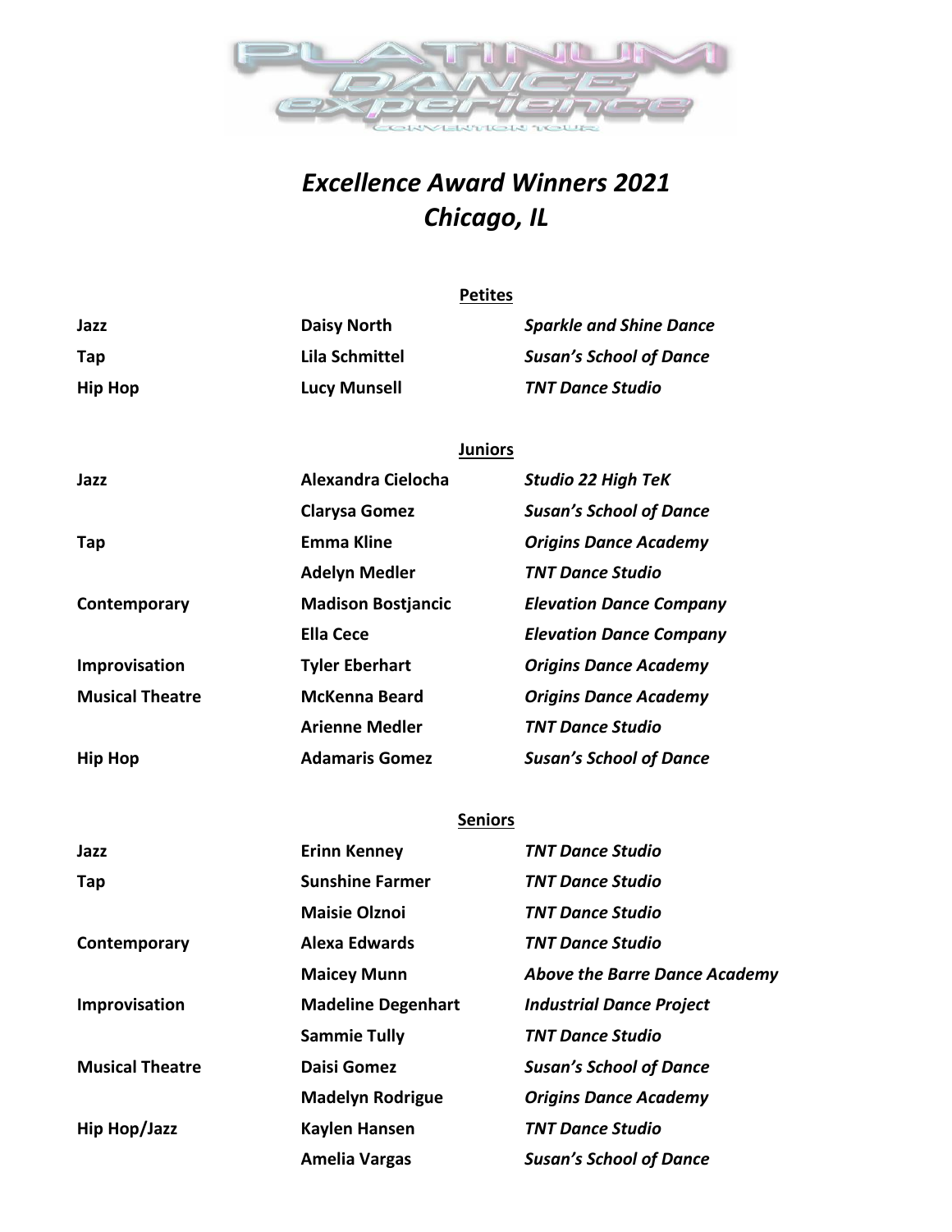# *Excellence Award Winners 2021*
## *Chicago, IL*

### Petites

| | | |
|---|---|---|
| **Jazz** | **Daisy North** | ***Sparkle and Shine Dance*** |
| **Tap** | **Lila Schmittel** | ***Susan's School of Dance*** |
| **Hip Hop** | **Lucy Munsell** | ***TNT Dance Studio*** |

### Juniors

| | | |
|---|---|---|
| **Jazz** | **Alexandra Cielocha** | ***Studio 22 High TeK*** |
| | **Clarysa Gomez** | ***Susan's School of Dance*** |
| **Tap** | **Emma Kline** | ***Origins Dance Academy*** |
| | **Adelyn Medler** | ***TNT Dance Studio*** |
| **Contemporary** | **Madison Bostjancic** | ***Elevation Dance Company*** |
| | **Ella Cece** | ***Elevation Dance Company*** |
| **Improvisation** | **Tyler Eberhart** | ***Origins Dance Academy*** |
| **Musical Theatre** | **McKenna Beard** | ***Origins Dance Academy*** |
| | **Arienne Medler** | ***TNT Dance Studio*** |
| **Hip Hop** | **Adamaris Gomez** | ***Susan's School of Dance*** |

### Seniors

| | | |
|---|---|---|
| **Jazz** | **Erinn Kenney** | ***TNT Dance Studio*** |
| **Tap** | **Sunshine Farmer** | ***TNT Dance Studio*** |
| | **Maisie Olznoi** | ***TNT Dance Studio*** |
| **Contemporary** | **Alexa Edwards** | ***TNT Dance Studio*** |
| | **Maicey Munn** | ***Above the Barre Dance Academy*** |
| **Improvisation** | **Madeline Degenhart** | ***Industrial Dance Project*** |
| | **Sammie Tully** | ***TNT Dance Studio*** |
| **Musical Theatre** | **Daisi Gomez** | ***Susan's School of Dance*** |
| | **Madelyn Rodrigue** | ***Origins Dance Academy*** |
| **Hip Hop/Jazz** | **Kaylen Hansen** | ***TNT Dance Studio*** |
| | **Amelia Vargas** | ***Susan's School of Dance*** |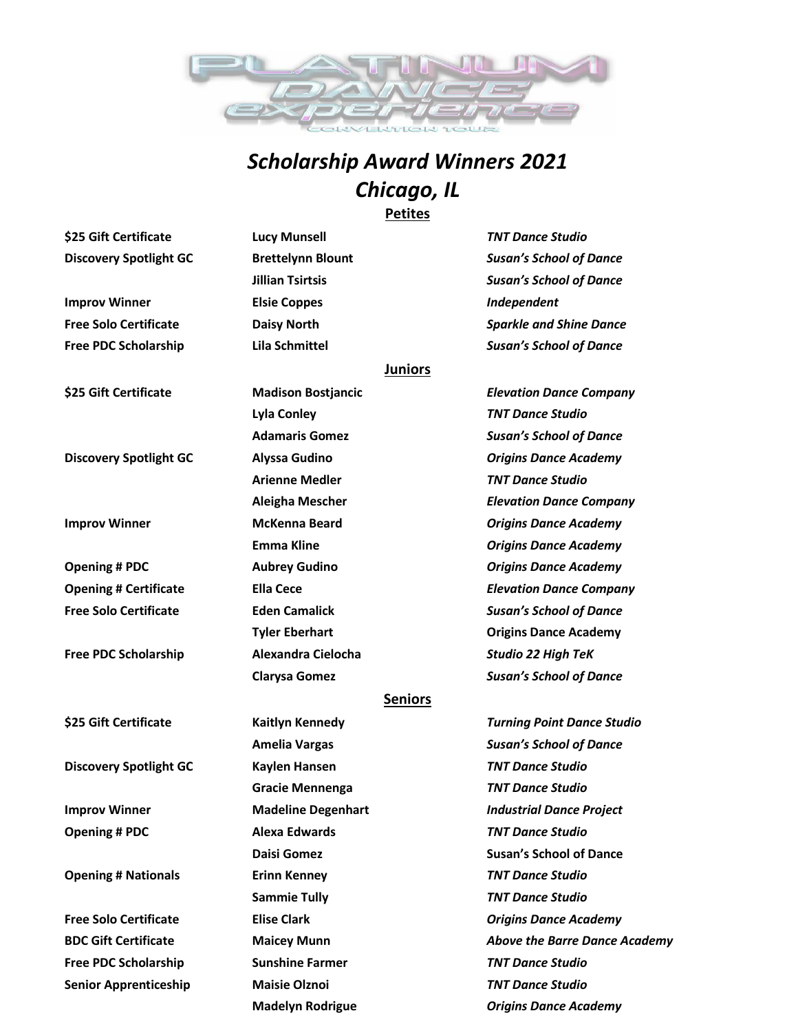# *Scholarship Award Winners 2021*
# *Chicago, IL*

## Petites

| | | |
|---|---|---|
| **$25 Gift Certificate** | **Lucy Munsell** | ***TNT Dance Studio*** |
| **Discovery Spotlight GC** | **Brettelynn Blount** | ***Susan's School of Dance*** |
| | **Jillian Tsirtsis** | ***Susan's School of Dance*** |
| **Improv Winner** | **Elsie Coppes** | ***Independent*** |
| **Free Solo Certificate** | **Daisy North** | ***Sparkle and Shine Dance*** |
| **Free PDC Scholarship** | **Lila Schmittel** | ***Susan's School of Dance*** |

## Juniors

| | | |
|---|---|---|
| **$25 Gift Certificate** | **Madison Bostjancic** | ***Elevation Dance Company*** |
| | **Lyla Conley** | ***TNT Dance Studio*** |
| | **Adamaris Gomez** | ***Susan's School of Dance*** |
| **Discovery Spotlight GC** | **Alyssa Gudino** | ***Origins Dance Academy*** |
| | **Arienne Medler** | ***TNT Dance Studio*** |
| | **Aleigha Mescher** | ***Elevation Dance Company*** |
| **Improv Winner** | **McKenna Beard** | ***Origins Dance Academy*** |
| | **Emma Kline** | ***Origins Dance Academy*** |
| **Opening # PDC** | **Aubrey Gudino** | ***Origins Dance Academy*** |
| **Opening # Certificate** | **Ella Cece** | ***Elevation Dance Company*** |
| **Free Solo Certificate** | **Eden Camalick** | ***Susan's School of Dance*** |
| | **Tyler Eberhart** | **Origins Dance Academy** |
| **Free PDC Scholarship** | **Alexandra Cielocha** | ***Studio 22 High TeK*** |
| | **Clarysa Gomez** | ***Susan's School of Dance*** |

## Seniors

| | | |
|---|---|---|
| **$25 Gift Certificate** | **Kaitlyn Kennedy** | ***Turning Point Dance Studio*** |
| | **Amelia Vargas** | ***Susan's School of Dance*** |
| **Discovery Spotlight GC** | **Kaylen Hansen** | ***TNT Dance Studio*** |
| | **Gracie Mennenga** | ***TNT Dance Studio*** |
| **Improv Winner** | **Madeline Degenhart** | ***Industrial Dance Project*** |
| **Opening # PDC** | **Alexa Edwards** | ***TNT Dance Studio*** |
| | **Daisi Gomez** | **Susan's School of Dance** |
| **Opening # Nationals** | **Erinn Kenney** | ***TNT Dance Studio*** |
| | **Sammie Tully** | ***TNT Dance Studio*** |
| **Free Solo Certificate** | **Elise Clark** | ***Origins Dance Academy*** |
| **BDC Gift Certificate** | **Maicey Munn** | ***Above the Barre Dance Academy*** |
| **Free PDC Scholarship** | **Sunshine Farmer** | ***TNT Dance Studio*** |
| **Senior Apprenticeship** | **Maisie Olznoi** | ***TNT Dance Studio*** |
| | **Madelyn Rodrigue** | ***Origins Dance Academy*** |